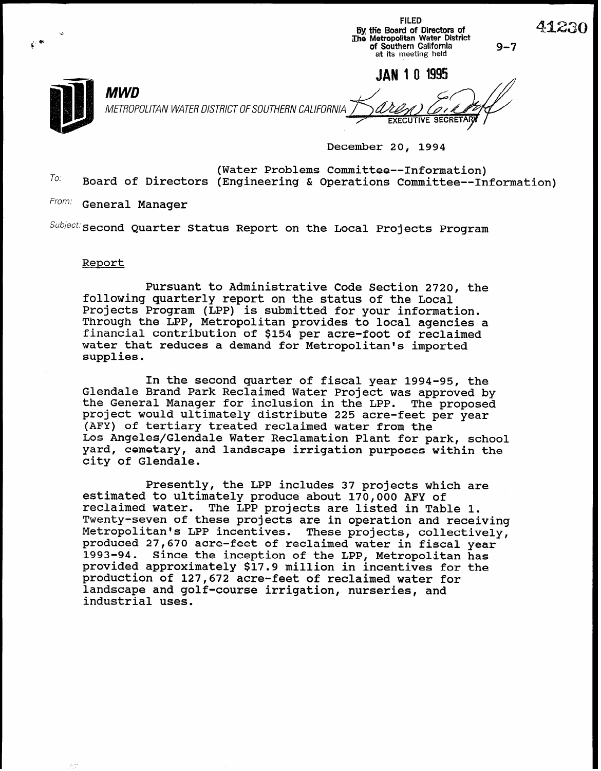FILED
By the Board of Directors of
The Metropolitan Water District
of Southern California
at its meeting held

JAN 10 1995

EXECUTIVE SECRETARY

41230

9-7

**MWD**

*METROPOLITAN WATER DISTRICT OF SOUTHERN CALIFORNIA*

December 20, 1994

To: Board of Directors (Water Problems Committee--Information)
(Engineering & Operations Committee--Information)

From: General Manager

Subject: Second Quarter Status Report on the Local Projects Program

Report

Pursuant to Administrative Code Section 2720, the following quarterly report on the status of the Local Projects Program (LPP) is submitted for your information. Through the LPP, Metropolitan provides to local agencies a financial contribution of $154 per acre-foot of reclaimed water that reduces a demand for Metropolitan's imported supplies.

In the second quarter of fiscal year 1994-95, the Glendale Brand Park Reclaimed Water Project was approved by the General Manager for inclusion in the LPP. The proposed project would ultimately distribute 225 acre-feet per year (AFY) of tertiary treated reclaimed water from the Los Angeles/Glendale Water Reclamation Plant for park, school yard, cemetary, and landscape irrigation purposes within the city of Glendale.

Presently, the LPP includes 37 projects which are estimated to ultimately produce about 170,000 AFY of reclaimed water. The LPP projects are listed in Table 1. Twenty-seven of these projects are in operation and receiving Metropolitan's LPP incentives. These projects, collectively, produced 27,670 acre-feet of reclaimed water in fiscal year 1993-94. Since the inception of the LPP, Metropolitan has provided approximately $17.9 million in incentives for the production of 127,672 acre-feet of reclaimed water for landscape and golf-course irrigation, nurseries, and industrial uses.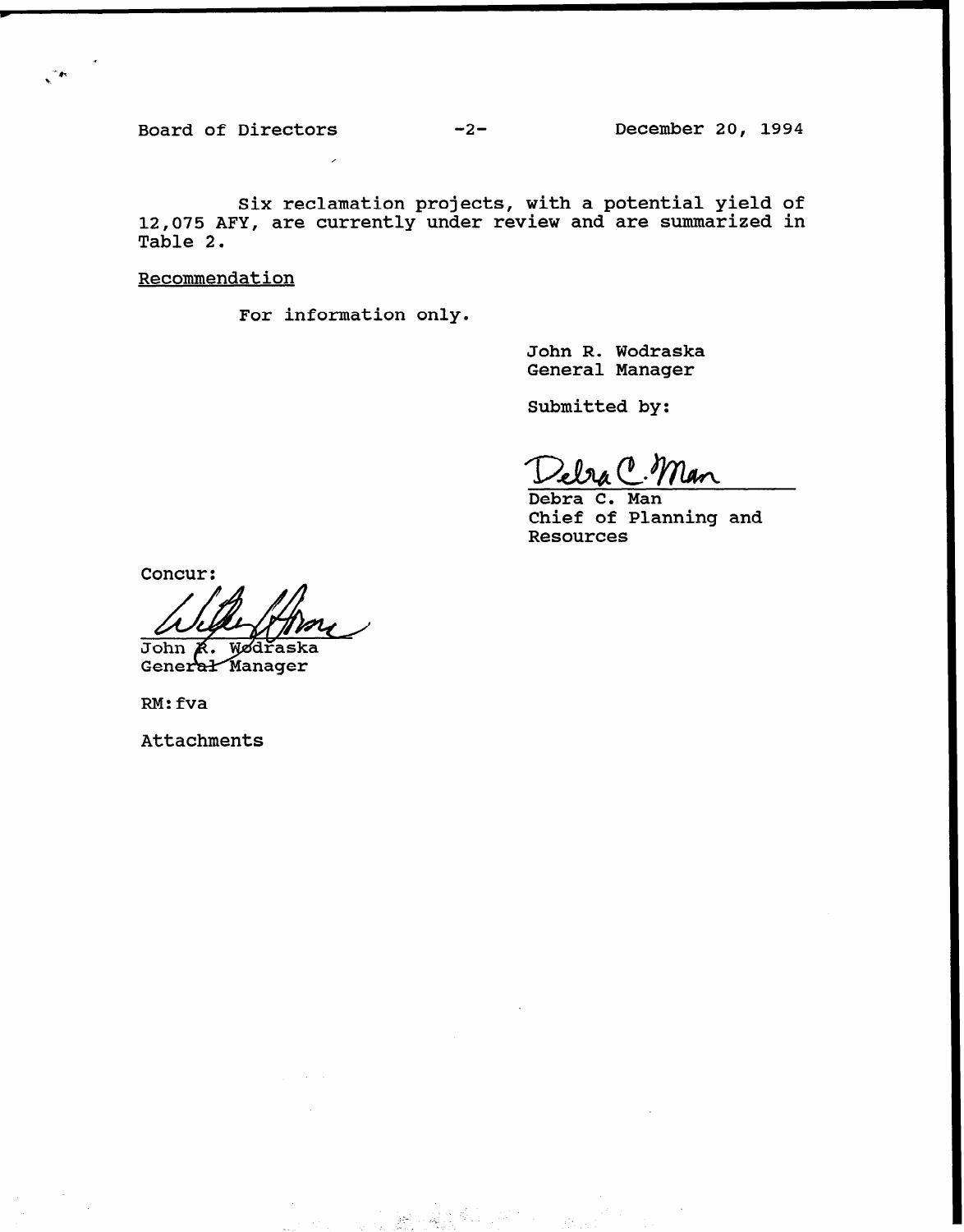Six reclamation projects, with a potential yield of 12,075 AFY, are currently under review and are summarized in Table 2.

Recommendation

For information only.

John R. Wodraska
General Manager

Submitted by:

Debra C. Man
Chief of Planning and Resources

Concur:

John R. Wodraska
General Manager

RM:fva

Attachments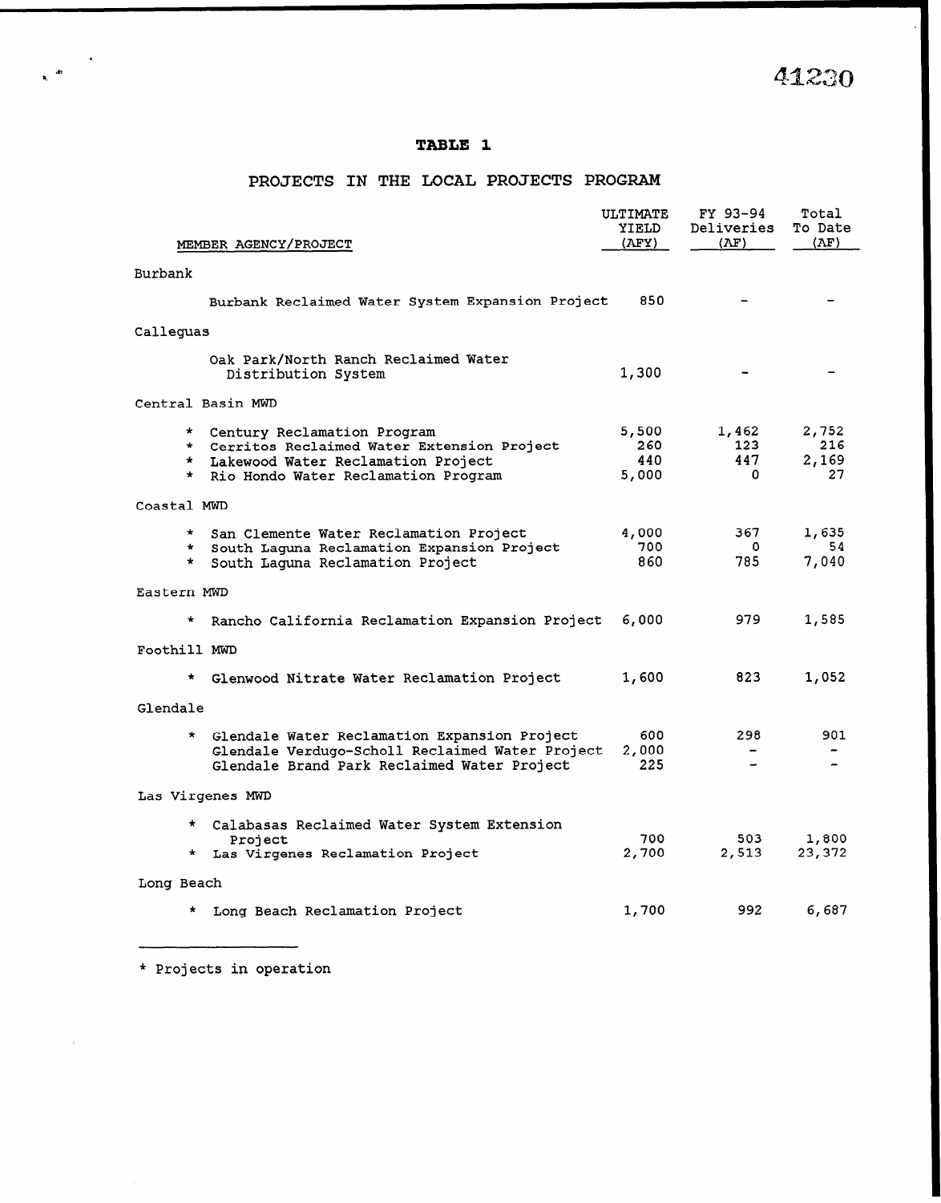## TABLE 1

### PROJECTS IN THE LOCAL PROJECTS PROGRAM

| MEMBER AGENCY/PROJECT | ULTIMATE YIELD (AFY) | FY 93-94 Deliveries (AF) | Total To Date (AF) |
|---|---|---|---|
| **Burbank** | | | |
| Burbank Reclaimed Water System Expansion Project | 850 | - | - |
| **Calleguas** | | | |
| Oak Park/North Ranch Reclaimed Water Distribution System | 1,300 | - | - |
| **Central Basin MWD** | | | |
| * Century Reclamation Program | 5,500 | 1,462 | 2,752 |
| * Cerritos Reclaimed Water Extension Project | 260 | 123 | 216 |
| * Lakewood Water Reclamation Project | 440 | 447 | 2,169 |
| * Rio Hondo Water Reclamation Program | 5,000 | 0 | 27 |
| **Coastal MWD** | | | |
| * San Clemente Water Reclamation Project | 4,000 | 367 | 1,635 |
| * South Laguna Reclamation Expansion Project | 700 | 0 | 54 |
| * South Laguna Reclamation Project | 860 | 785 | 7,040 |
| **Eastern MWD** | | | |
| * Rancho California Reclamation Expansion Project | 6,000 | 979 | 1,585 |
| **Foothill MWD** | | | |
| * Glenwood Nitrate Water Reclamation Project | 1,600 | 823 | 1,052 |
| **Glendale** | | | |
| * Glendale Water Reclamation Expansion Project | 600 | 298 | 901 |
| Glendale Verdugo-Scholl Reclaimed Water Project | 2,000 | - | - |
| Glendale Brand Park Reclaimed Water Project | 225 | - | - |
| **Las Virgenes MWD** | | | |
| * Calabasas Reclaimed Water System Extension Project | 700 | 503 | 1,800 |
| * Las Virgenes Reclamation Project | 2,700 | 2,513 | 23,372 |
| **Long Beach** | | | |
| * Long Beach Reclamation Project | 1,700 | 992 | 6,687 |

* Projects in operation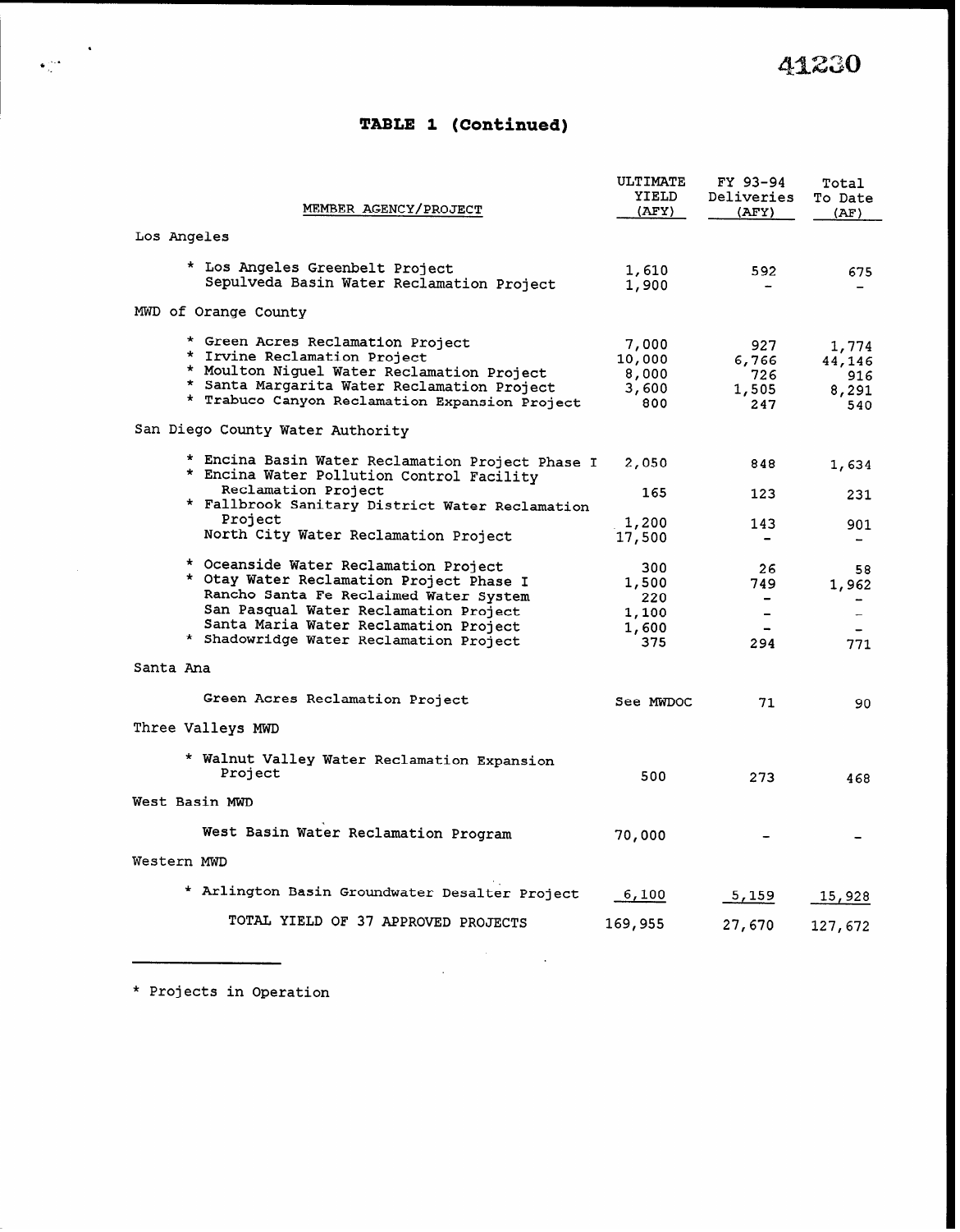## TABLE 1 (Continued)

| MEMBER AGENCY/PROJECT | ULTIMATE YIELD (AFY) | FY 93-94 Deliveries (AFY) | Total To Date (AF) |
|---|---|---|---|
| **Los Angeles** | | | |
| * Los Angeles Greenbelt Project | 1,610 | 592 | 675 |
| Sepulveda Basin Water Reclamation Project | 1,900 | - | - |
| **MWD of Orange County** | | | |
| * Green Acres Reclamation Project | 7,000 | 927 | 1,774 |
| * Irvine Reclamation Project | 10,000 | 6,766 | 44,146 |
| * Moulton Niguel Water Reclamation Project | 8,000 | 726 | 916 |
| * Santa Margarita Water Reclamation Project | 3,600 | 1,505 | 8,291 |
| * Trabuco Canyon Reclamation Expansion Project | 800 | 247 | 540 |
| **San Diego County Water Authority** | | | |
| * Encina Basin Water Reclamation Project Phase I | 2,050 | 848 | 1,634 |
| * Encina Water Pollution Control Facility Reclamation Project | 165 | 123 | 231 |
| * Fallbrook Sanitary District Water Reclamation Project | 1,200 | 143 | 901 |
| North City Water Reclamation Project | 17,500 | - | - |
| * Oceanside Water Reclamation Project | 300 | 26 | 58 |
| * Otay Water Reclamation Project Phase I | 1,500 | 749 | 1,962 |
| Rancho Santa Fe Reclaimed Water System | 220 | - | - |
| San Pasqual Water Reclamation Project | 1,100 | - | - |
| Santa Maria Water Reclamation Project | 1,600 | - | - |
| * Shadowridge Water Reclamation Project | 375 | 294 | 771 |
| **Santa Ana** | | | |
| Green Acres Reclamation Project | See MWDOC | 71 | 90 |
| **Three Valleys MWD** | | | |
| * Walnut Valley Water Reclamation Expansion Project | 500 | 273 | 468 |
| **West Basin MWD** | | | |
| West Basin Water Reclamation Program | 70,000 | - | - |
| **Western MWD** | | | |
| * Arlington Basin Groundwater Desalter Project | 6,100 | 5,159 | 15,928 |
| TOTAL YIELD OF 37 APPROVED PROJECTS | 169,955 | 27,670 | 127,672 |

* Projects in Operation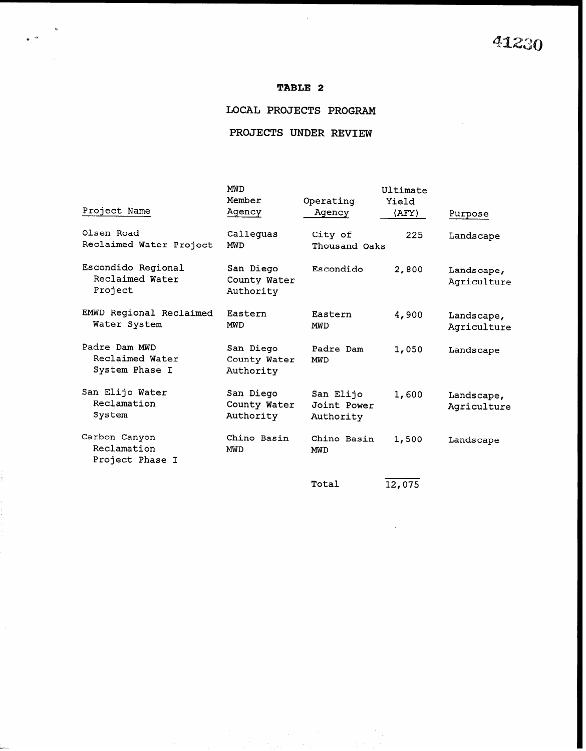**TABLE 2**

**LOCAL PROJECTS PROGRAM**

**PROJECTS UNDER REVIEW**

| Project Name | MWD Member Agency | Operating Agency | Ultimate Yield (AFY) | Purpose |
|---|---|---|---|---|
| Olsen Road Reclaimed Water Project | Calleguas MWD | City of Thousand Oaks | 225 | Landscape |
| Escondido Regional Reclaimed Water Project | San Diego County Water Authority | Escondido | 2,800 | Landscape, Agriculture |
| EMWD Regional Reclaimed Water System | Eastern MWD | Eastern MWD | 4,900 | Landscape, Agriculture |
| Padre Dam MWD Reclaimed Water System Phase I | San Diego County Water Authority | Padre Dam MWD | 1,050 | Landscape |
| San Elijo Water Reclamation System | San Diego County Water Authority | San Elijo Joint Power Authority | 1,600 | Landscape, Agriculture |
| Carbon Canyon Reclamation Project Phase I | Chino Basin MWD | Chino Basin MWD | 1,500 | Landscape |
| | | Total | 12,075 | |